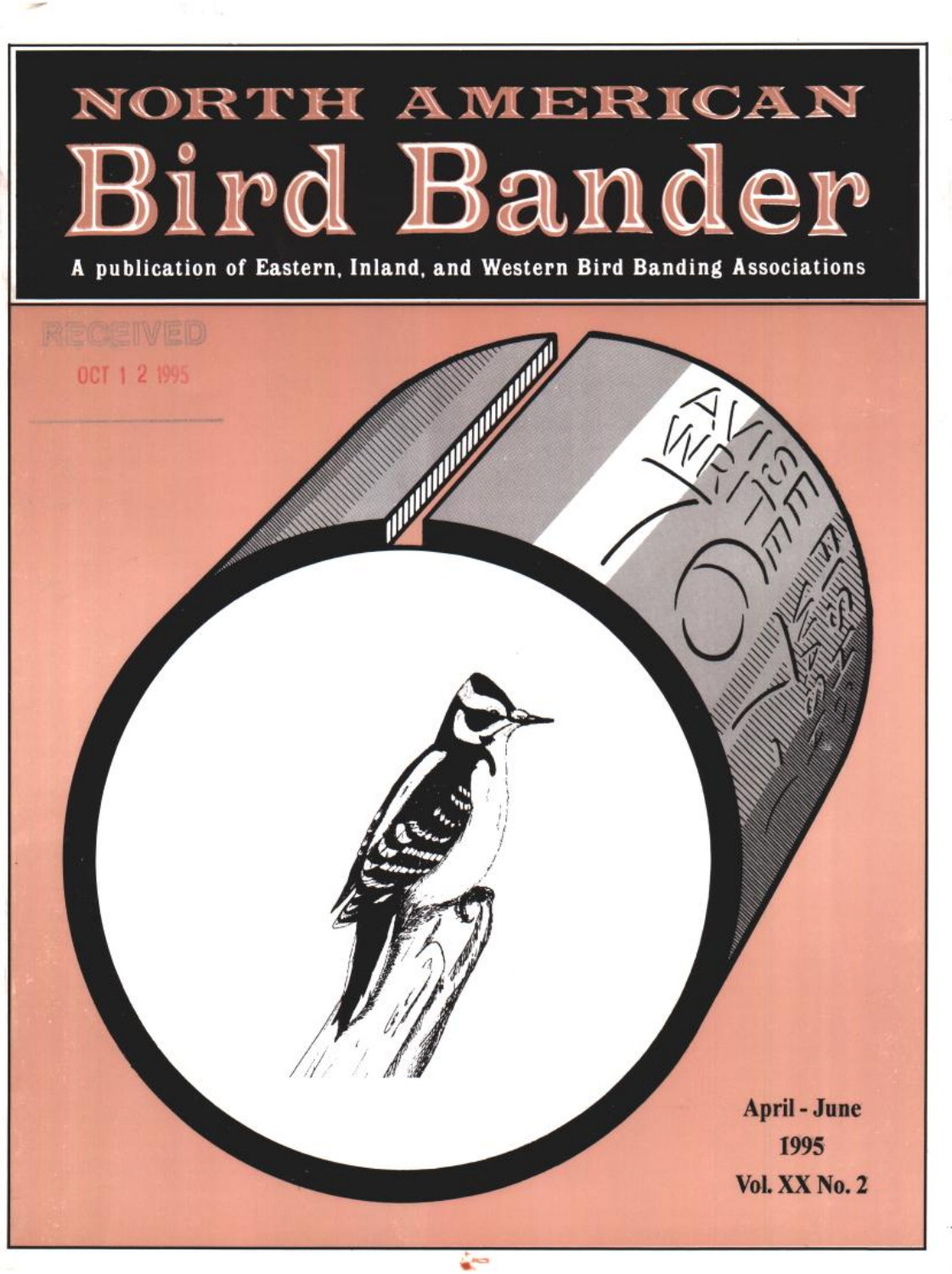# NORTH AMERICAN Bird Bander

A publication of Eastern, Inland, and Western Bird Banding Associations

RECEIVED
OCT 1 2 1995

April - June
1995
Vol. XX No. 2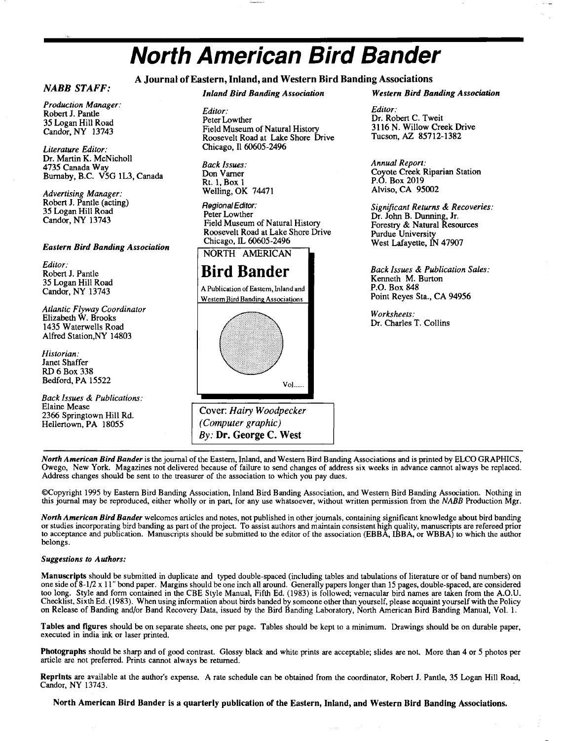# North American Bird Bander

### A Journal of Eastern, Inland, and Western Bird Banding Associations

***NABB STAFF:***

*Production Manager:*
Robert J. Pantle
35 Logan Hill Road
Candor, NY 13743

*Literature Editor:*
Dr. Martin K. McNicholl
4735 Canada Way
Burnaby, B.C. V5G 1L3, Canada

*Advertising Manager:*
Robert J. Pantle (acting)
35 Logan Hill Road
Candor, NY 13743

***Eastern Bird Banding Association***

*Editor:*
Robert J. Pantle
35 Logan Hill Road
Candor, NY 13743

*Atlantic Flyway Coordinator*
Elizabeth W. Brooks
1435 Waterwells Road
Alfred Station,NY 14803

*Historian:*
Janet Shaffer
RD 6 Box 338
Bedford, PA 15522

*Back Issues & Publications:*
Elaine Mease
2366 Springtown Hill Rd.
Hellertown, PA 18055

***Inland Bird Banding Association***

*Editor:*
Peter Lowther
Field Museum of Natural History
Roosevelt Road at Lake Shore Drive
Chicago, Il 60605-2496

*Back Issues:*
Don Varner
Rt. 1, Box 1
Welling, OK 74471

*Regional Editor:*
Peter Lowther
Field Museum of Natural History
Roosevelt Road at Lake Shore Drive
Chicago, IL 60605-2496

NORTH AMERICAN
**Bird Bander**
A Publication of Eastern, Inland and Western Bird Banding Associations
Vol......

Cover: *Hairy Woodpecker (Computer graphic)*
*By:* **Dr. George C. West**

***Western Bird Banding Association***

*Editor:*
Dr. Robert C. Tweit
3116 N. Willow Creek Drive
Tucson, AZ 85712-1382

*Annual Report:*
Coyote Creek Riparian Station
P.O. Box 2019
Alviso, CA 95002

*Significant Returns & Recoveries:*
Dr. John B. Dunning, Jr.
Forestry & Natural Resources
Purdue University
West Lafayette, IN 47907

*Back Issues & Publication Sales:*
Kenneth M. Burton
P.O. Box 848
Point Reyes Sta., CA 94956

*Worksheets:*
Dr. Charles T. Collins

---

***North American Bird Bander*** is the journal of the Eastern, Inland, and Western Bird Banding Associations and is printed by ELCO GRAPHICS, Owego, New York. Magazines not delivered because of failure to send changes of address six weeks in advance cannot always be replaced. Address changes should be sent to the treasurer of the association to which you pay dues.

©Copyright 1995 by Eastern Bird Banding Association, Inland Bird Banding Association, and Western Bird Banding Association. Nothing in this journal may be reproduced, either wholly or in part, for any use whatsoever, without written permission from the *NABB* Production Mgr.

***North American Bird Bander*** welcomes articles and notes, not published in other journals, containing significant knowledge about bird banding or studies incorporating bird banding as part of the project. To assist authors and maintain consistent high quality, manuscripts are refereed prior to acceptance and publication. Manuscripts should be submitted to the editor of the association (EBBA, IBBA, or WBBA) to which the author belongs.

***Suggestions to Authors:***

**Manuscripts** should be submitted in duplicate and typed double-spaced (including tables and tabulations of literature or of band numbers) on one side of 8-1/2 x 11" bond paper. Margins should be one inch all around. Generally papers longer than 15 pages, double-spaced, are considered too long. Style and form contained in the CBE Style Manual, Fifth Ed. (1983) is followed; vernacular bird names are taken from the A.O.U. Checklist, Sixth Ed. (1983). When using information about birds banded by someone other than yourself, please acquaint yourself with the Policy on Release of Banding and/or Band Recovery Data, issued by the Bird Banding Laboratory, North American Bird Banding Manual, Vol. 1.

**Tables and figures** should be on separate sheets, one per page. Tables should be kept to a minimum. Drawings should be on durable paper, executed in india ink or laser printed.

**Photographs** should be sharp and of good contrast. Glossy black and white prints are acceptable; slides are not. More than 4 or 5 photos per article are not preferred. Prints cannot always be returned.

**Reprints** are available at the author's expense. A rate schedule can be obtained from the coordinator, Robert J. Pantle, 35 Logan Hill Road, Candor, NY 13743.

**North American Bird Bander is a quarterly publication of the Eastern, Inland, and Western Bird Banding Associations.**